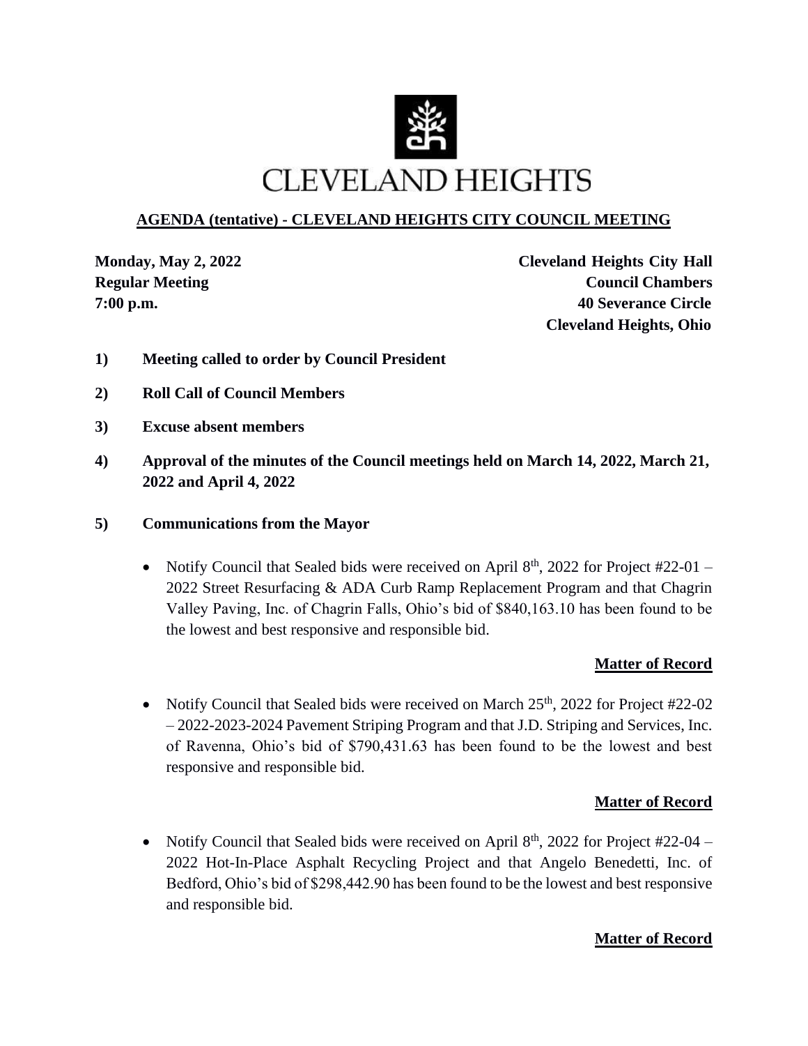# CLEVELAND HEIGHTS

## AGENDA (tentative) - CLEVELAND HEIGHTS CITY COUNCIL MEETING

**Monday, May 2, 2022**
**Regular Meeting**
**7:00 p.m.**

**Cleveland Heights City Hall**
**Council Chambers**
**40 Severance Circle**
**Cleveland Heights, Ohio**

**1) Meeting called to order by Council President**

**2) Roll Call of Council Members**

**3) Excuse absent members**

**4) Approval of the minutes of the Council meetings held on March 14, 2022, March 21, 2022 and April 4, 2022**

**5) Communications from the Mayor**

- Notify Council that Sealed bids were received on April 8th, 2022 for Project #22-01 – 2022 Street Resurfacing & ADA Curb Ramp Replacement Program and that Chagrin Valley Paving, Inc. of Chagrin Falls, Ohio's bid of $840,163.10 has been found to be the lowest and best responsive and responsible bid.

  **Matter of Record**

- Notify Council that Sealed bids were received on March 25th, 2022 for Project #22-02 – 2022-2023-2024 Pavement Striping Program and that J.D. Striping and Services, Inc. of Ravenna, Ohio's bid of $790,431.63 has been found to be the lowest and best responsive and responsible bid.

  **Matter of Record**

- Notify Council that Sealed bids were received on April 8th, 2022 for Project #22-04 – 2022 Hot-In-Place Asphalt Recycling Project and that Angelo Benedetti, Inc. of Bedford, Ohio's bid of $298,442.90 has been found to be the lowest and best responsive and responsible bid.

  **Matter of Record**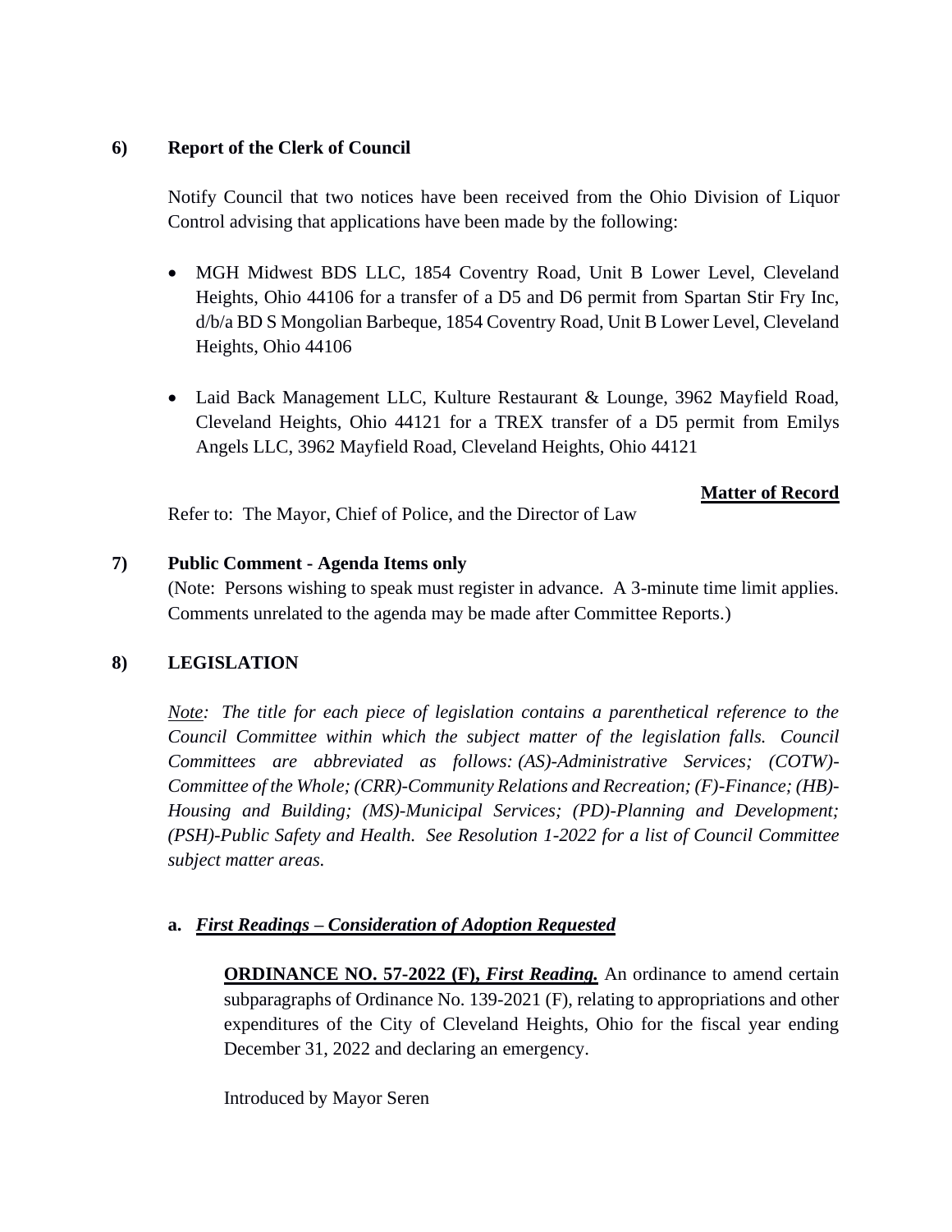**6) Report of the Clerk of Council**

Notify Council that two notices have been received from the Ohio Division of Liquor Control advising that applications have been made by the following:

- MGH Midwest BDS LLC, 1854 Coventry Road, Unit B Lower Level, Cleveland Heights, Ohio 44106 for a transfer of a D5 and D6 permit from Spartan Stir Fry Inc, d/b/a BD S Mongolian Barbeque, 1854 Coventry Road, Unit B Lower Level, Cleveland Heights, Ohio 44106

- Laid Back Management LLC, Kulture Restaurant & Lounge, 3962 Mayfield Road, Cleveland Heights, Ohio 44121 for a TREX transfer of a D5 permit from Emilys Angels LLC, 3962 Mayfield Road, Cleveland Heights, Ohio 44121

**Matter of Record**

Refer to: The Mayor, Chief of Police, and the Director of Law

**7) Public Comment - Agenda Items only**

(Note: Persons wishing to speak must register in advance. A 3-minute time limit applies. Comments unrelated to the agenda may be made after Committee Reports.)

**8) LEGISLATION**

*Note: The title for each piece of legislation contains a parenthetical reference to the Council Committee within which the subject matter of the legislation falls. Council Committees are abbreviated as follows: (AS)-Administrative Services; (COTW)-Committee of the Whole; (CRR)-Community Relations and Recreation; (F)-Finance; (HB)-Housing and Building; (MS)-Municipal Services; (PD)-Planning and Development; (PSH)-Public Safety and Health. See Resolution 1-2022 for a list of Council Committee subject matter areas.*

**a. *First Readings – Consideration of Adoption Requested***

**ORDINANCE NO. 57-2022 (F), *First Reading.*** An ordinance to amend certain subparagraphs of Ordinance No. 139-2021 (F), relating to appropriations and other expenditures of the City of Cleveland Heights, Ohio for the fiscal year ending December 31, 2022 and declaring an emergency.

Introduced by Mayor Seren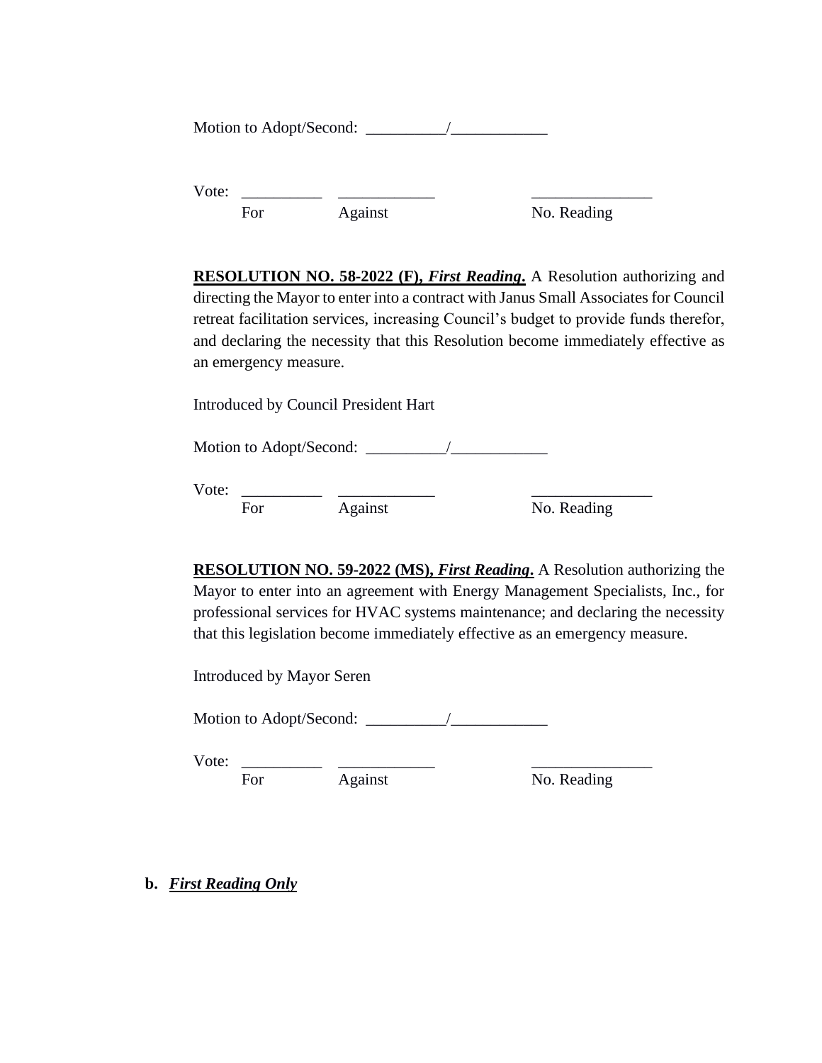Motion to Adopt/Second: __________/____________

Vote: __________ ____________ _______________
For Against No. Reading

**RESOLUTION NO. 58-2022 (F), *First Reading*.** A Resolution authorizing and directing the Mayor to enter into a contract with Janus Small Associates for Council retreat facilitation services, increasing Council's budget to provide funds therefor, and declaring the necessity that this Resolution become immediately effective as an emergency measure.

Introduced by Council President Hart

Motion to Adopt/Second: __________/____________

Vote: __________ ____________ _______________
For Against No. Reading

**RESOLUTION NO. 59-2022 (MS), *First Reading*.** A Resolution authorizing the Mayor to enter into an agreement with Energy Management Specialists, Inc., for professional services for HVAC systems maintenance; and declaring the necessity that this legislation become immediately effective as an emergency measure.

Introduced by Mayor Seren

Motion to Adopt/Second: __________/____________

Vote: __________ ____________ _______________
For Against No. Reading

**b.** ***First Reading Only***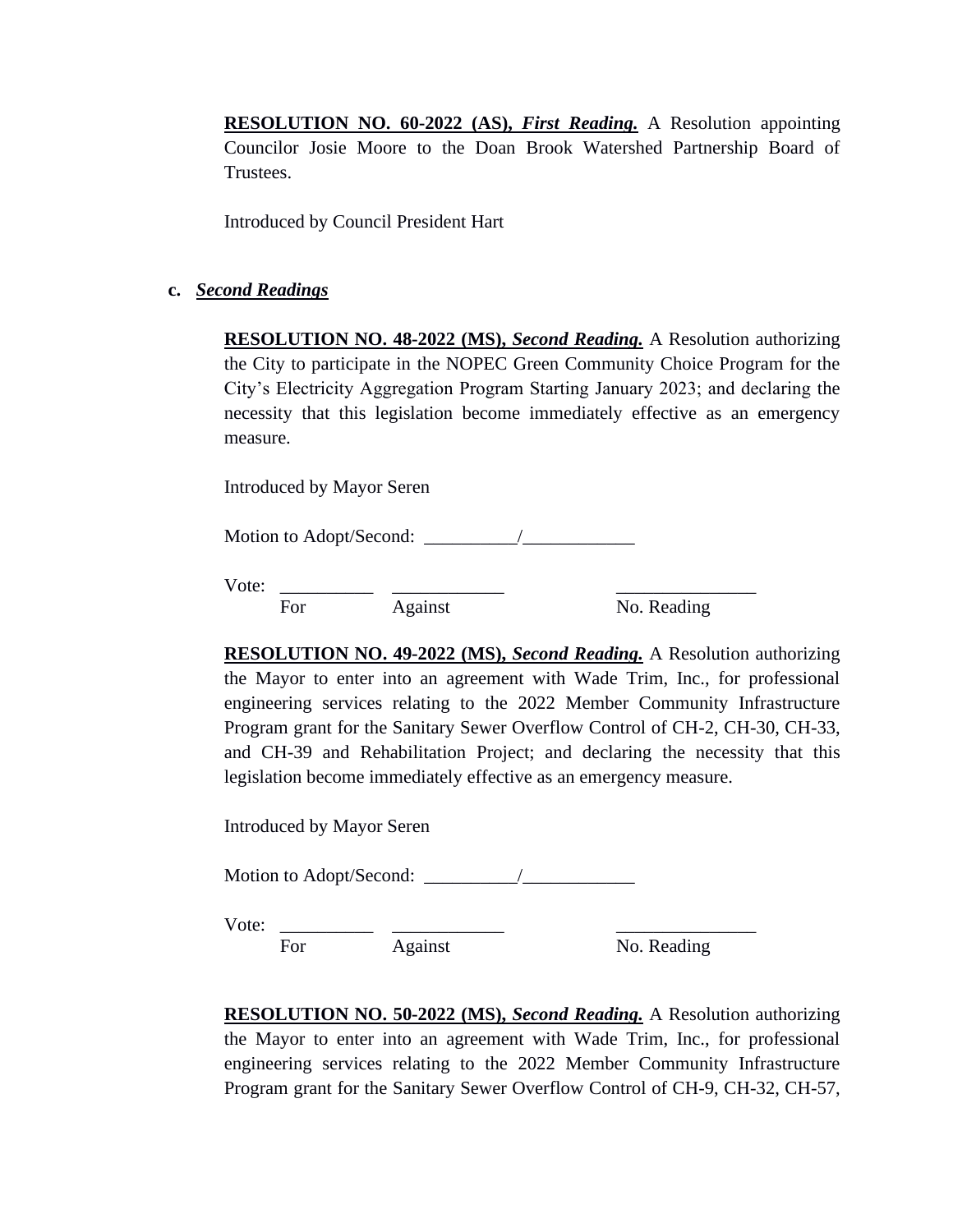**<u>RESOLUTION NO. 60-2022 (AS), *First Reading.*</u>** A Resolution appointing Councilor Josie Moore to the Doan Brook Watershed Partnership Board of Trustees.

Introduced by Council President Hart

**c.** ***<u>Second Readings</u>***

**<u>RESOLUTION NO. 48-2022 (MS), *Second Reading.*</u>** A Resolution authorizing the City to participate in the NOPEC Green Community Choice Program for the City's Electricity Aggregation Program Starting January 2023; and declaring the necessity that this legislation become immediately effective as an emergency measure.

Introduced by Mayor Seren

Motion to Adopt/Second: __________/____________

Vote: __________ ____________ _______________
For Against No. Reading

**<u>RESOLUTION NO. 49-2022 (MS), *Second Reading.*</u>** A Resolution authorizing the Mayor to enter into an agreement with Wade Trim, Inc., for professional engineering services relating to the 2022 Member Community Infrastructure Program grant for the Sanitary Sewer Overflow Control of CH-2, CH-30, CH-33, and CH-39 and Rehabilitation Project; and declaring the necessity that this legislation become immediately effective as an emergency measure.

Introduced by Mayor Seren

Motion to Adopt/Second: __________/____________

Vote: __________ ____________ _______________
For Against No. Reading

**<u>RESOLUTION NO. 50-2022 (MS), *Second Reading.*</u>** A Resolution authorizing the Mayor to enter into an agreement with Wade Trim, Inc., for professional engineering services relating to the 2022 Member Community Infrastructure Program grant for the Sanitary Sewer Overflow Control of CH-9, CH-32, CH-57,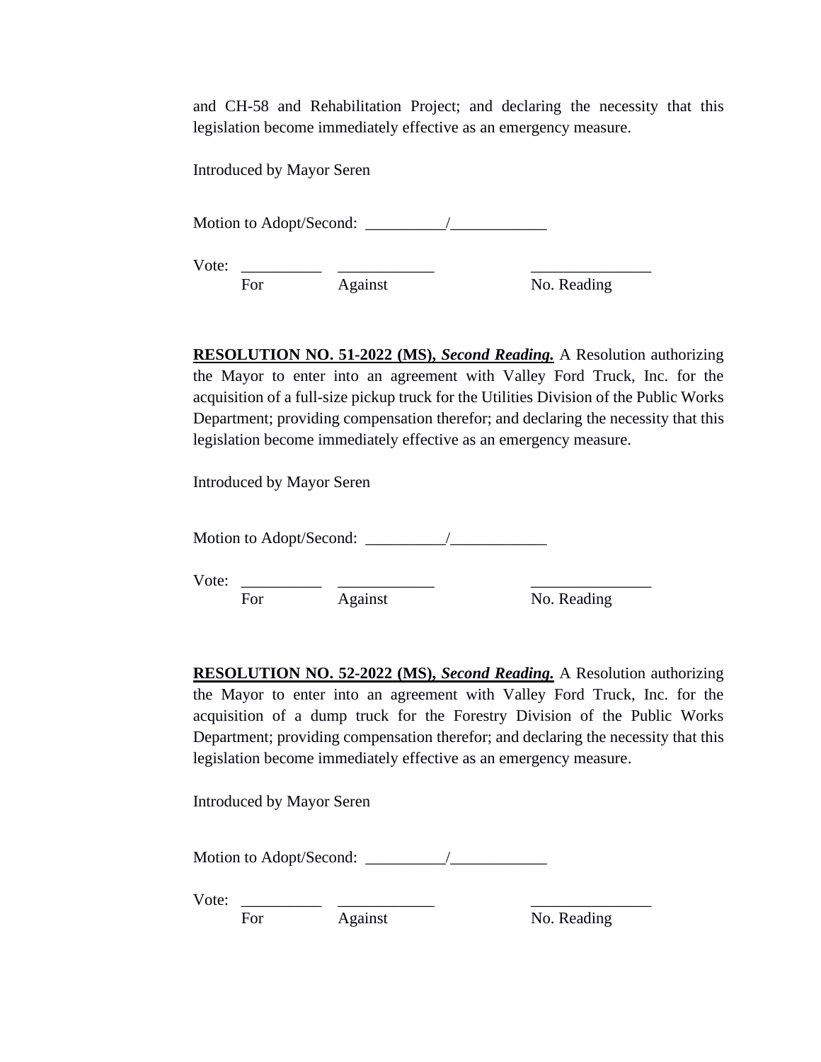and CH-58 and Rehabilitation Project; and declaring the necessity that this legislation become immediately effective as an emergency measure.

Introduced by Mayor Seren

Motion to Adopt/Second: __________/____________

Vote: __________ ____________ _______________
For Against No. Reading

**RESOLUTION NO. 51-2022 (MS),** ***Second Reading.*** A Resolution authorizing the Mayor to enter into an agreement with Valley Ford Truck, Inc. for the acquisition of a full-size pickup truck for the Utilities Division of the Public Works Department; providing compensation therefor; and declaring the necessity that this legislation become immediately effective as an emergency measure.

Introduced by Mayor Seren

Motion to Adopt/Second: __________/____________

Vote: __________ ____________ _______________
For Against No. Reading

**RESOLUTION NO. 52-2022 (MS),** ***Second Reading.*** A Resolution authorizing the Mayor to enter into an agreement with Valley Ford Truck, Inc. for the acquisition of a dump truck for the Forestry Division of the Public Works Department; providing compensation therefor; and declaring the necessity that this legislation become immediately effective as an emergency measure.

Introduced by Mayor Seren

Motion to Adopt/Second: __________/____________

Vote: __________ ____________ _______________
For Against No. Reading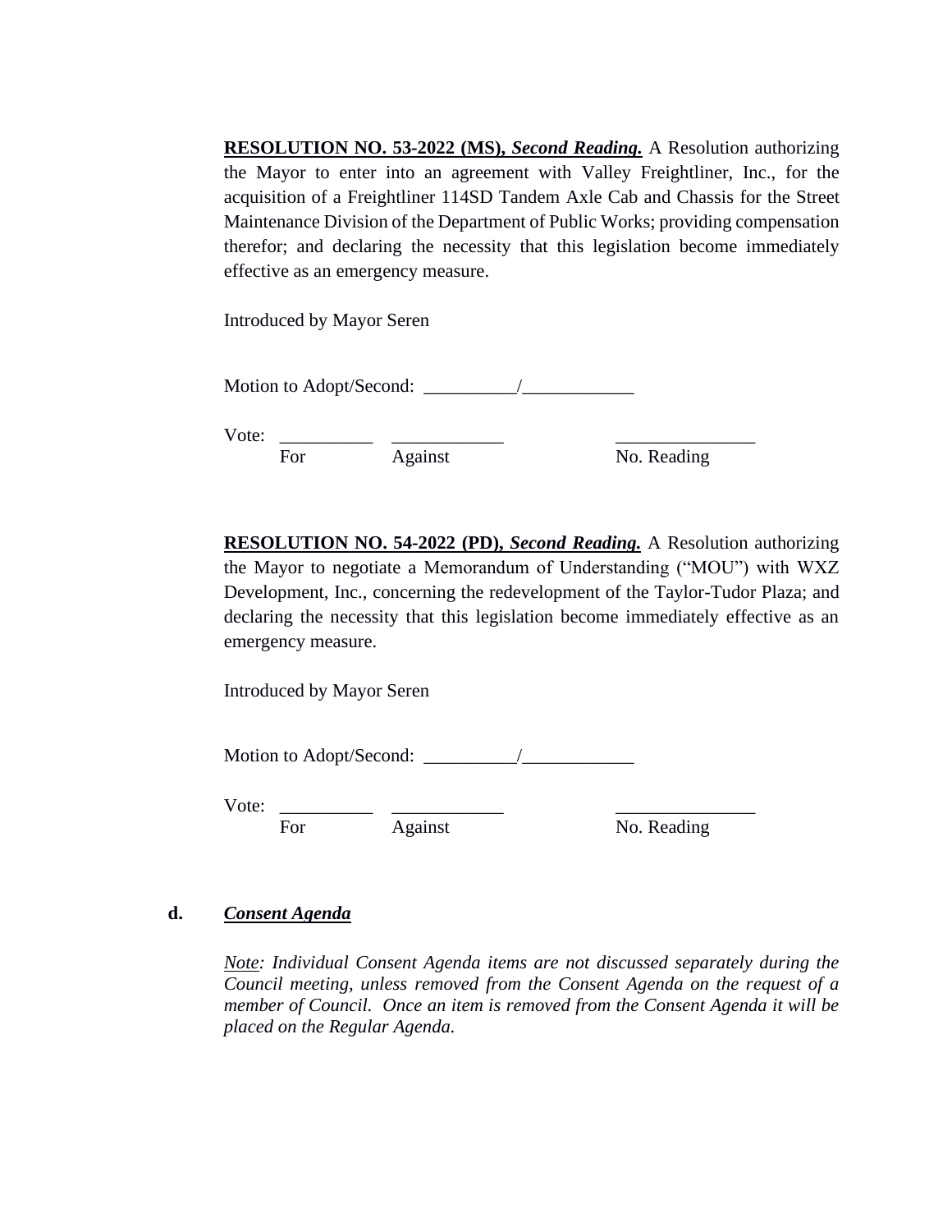**<u>RESOLUTION NO. 53-2022 (MS),</u>** ***<u>Second Reading.</u>*** A Resolution authorizing the Mayor to enter into an agreement with Valley Freightliner, Inc., for the acquisition of a Freightliner 114SD Tandem Axle Cab and Chassis for the Street Maintenance Division of the Department of Public Works; providing compensation therefor; and declaring the necessity that this legislation become immediately effective as an emergency measure.

Introduced by Mayor Seren

Motion to Adopt/Second: __________/____________

Vote: __________ ____________ _______________
For Against No. Reading

**<u>RESOLUTION NO. 54-2022 (PD),</u>** ***<u>Second Reading.</u>*** A Resolution authorizing the Mayor to negotiate a Memorandum of Understanding ("MOU") with WXZ Development, Inc., concerning the redevelopment of the Taylor-Tudor Plaza; and declaring the necessity that this legislation become immediately effective as an emergency measure.

Introduced by Mayor Seren

Motion to Adopt/Second: __________/____________

Vote: __________ ____________ _______________
For Against No. Reading

**d.** ***<u>Consent Agenda</u>***

*<u>Note</u>: Individual Consent Agenda items are not discussed separately during the Council meeting, unless removed from the Consent Agenda on the request of a member of Council. Once an item is removed from the Consent Agenda it will be placed on the Regular Agenda.*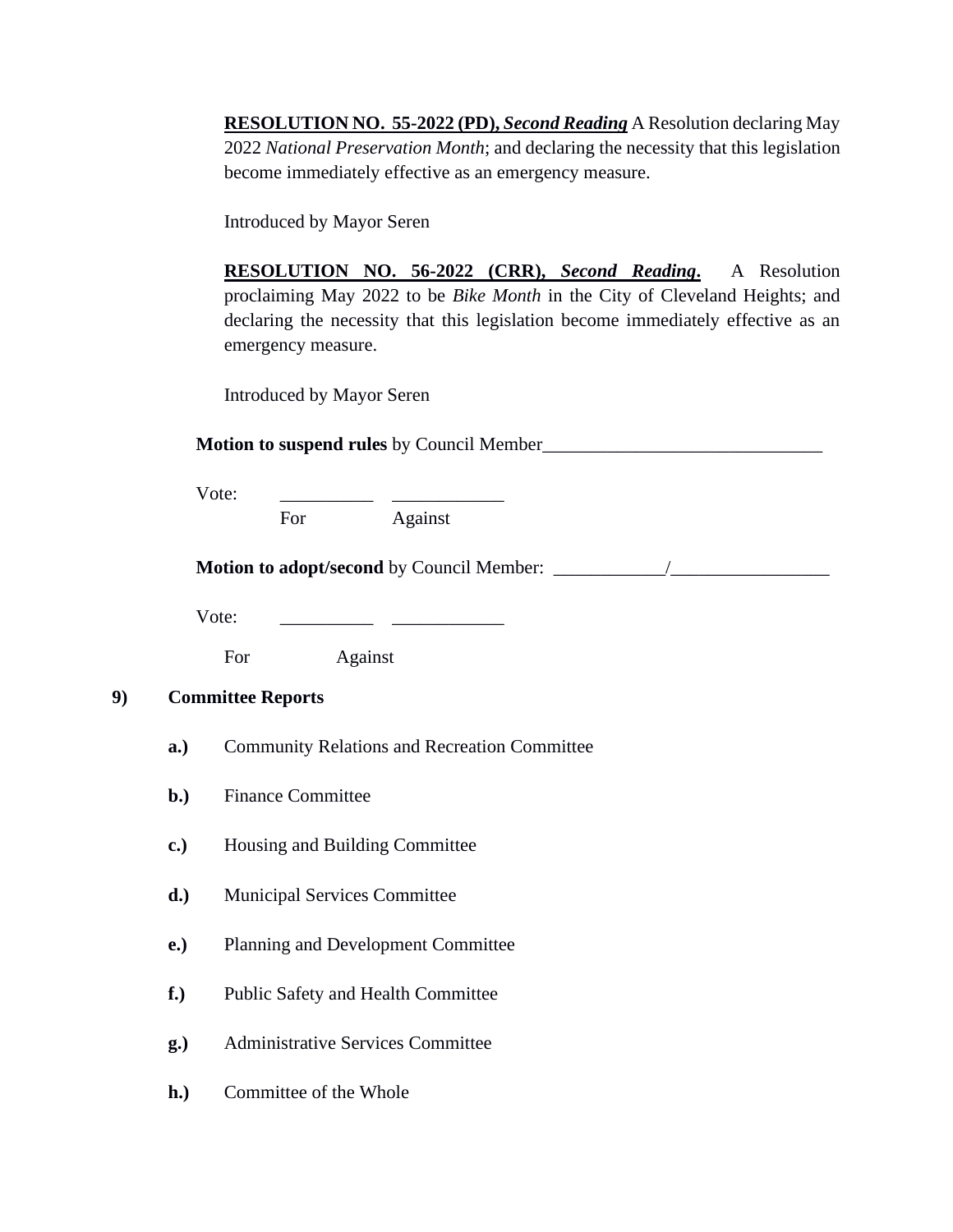**RESOLUTION NO. 55-2022 (PD), *Second Reading*** A Resolution declaring May 2022 *National Preservation Month*; and declaring the necessity that this legislation become immediately effective as an emergency measure.

Introduced by Mayor Seren

**RESOLUTION NO. 56-2022 (CRR), *Second Reading*.** A Resolution proclaiming May 2022 to be *Bike Month* in the City of Cleveland Heights; and declaring the necessity that this legislation become immediately effective as an emergency measure.

Introduced by Mayor Seren

**Motion to suspend rules** by Council Member______________________________

Vote: __________ ____________
For Against

**Motion to adopt/second** by Council Member: ____________/_________________

Vote: __________ ____________

For Against

**9) Committee Reports**

**a.)** Community Relations and Recreation Committee

**b.)** Finance Committee

**c.)** Housing and Building Committee

**d.)** Municipal Services Committee

**e.)** Planning and Development Committee

**f.)** Public Safety and Health Committee

**g.)** Administrative Services Committee

**h.)** Committee of the Whole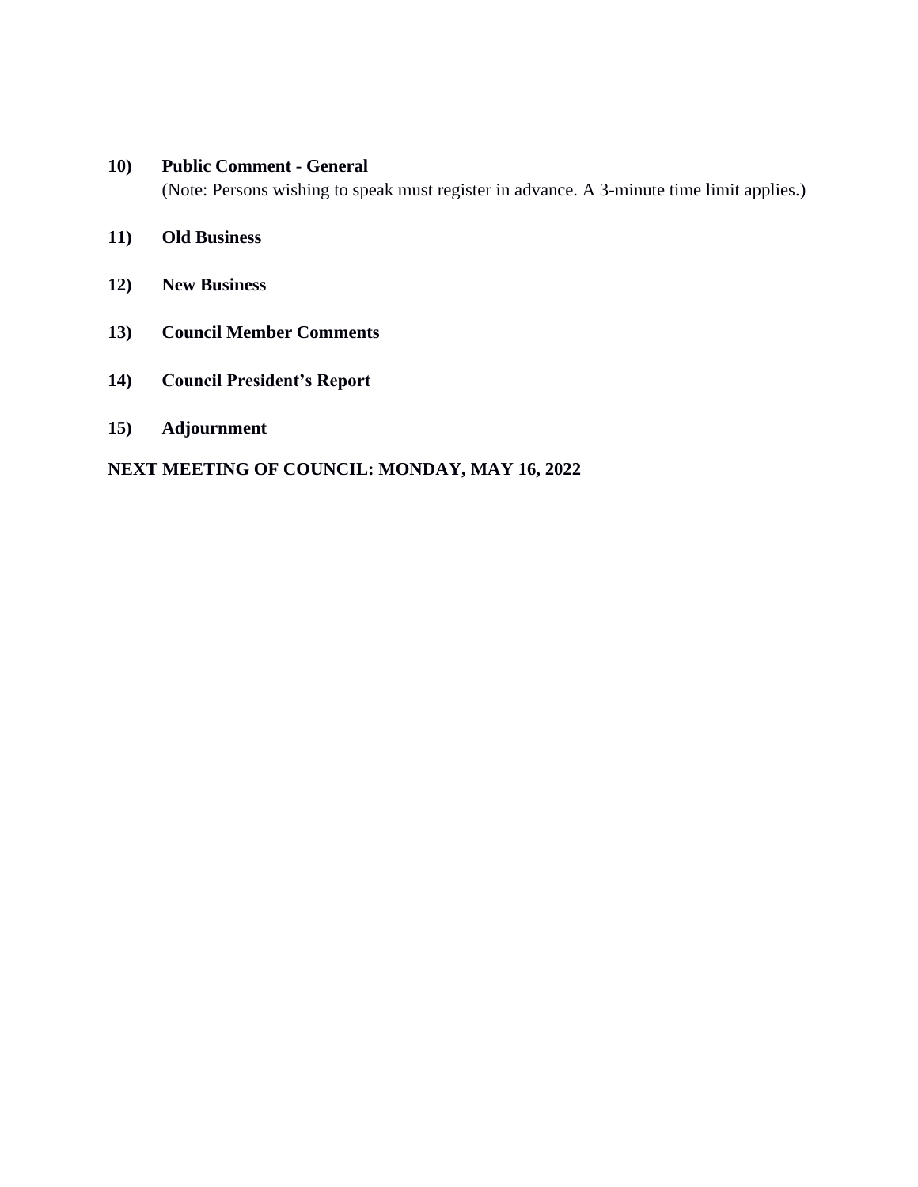**10) Public Comment - General**

(Note: Persons wishing to speak must register in advance. A 3-minute time limit applies.)

**11) Old Business**

**12) New Business**

**13) Council Member Comments**

**14) Council President's Report**

**15) Adjournment**

**NEXT MEETING OF COUNCIL: MONDAY, MAY 16, 2022**